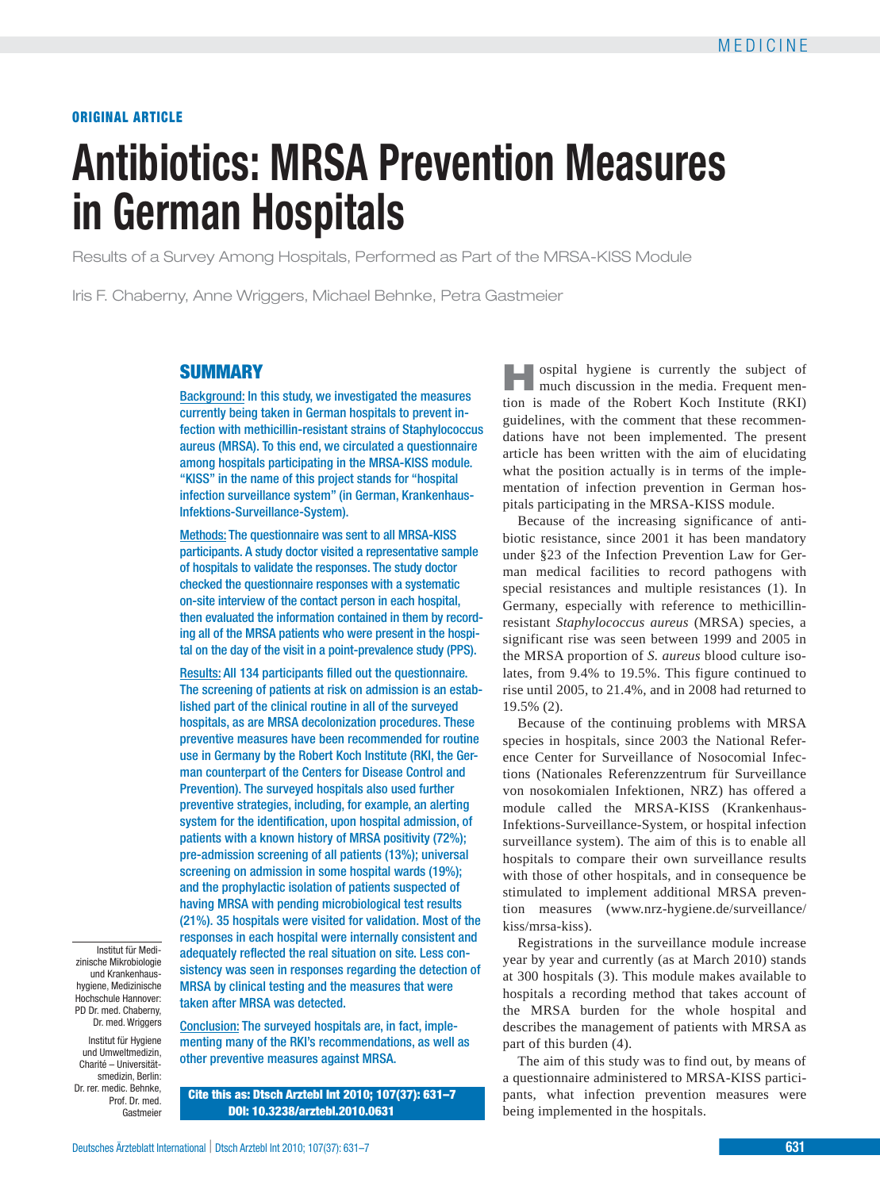ORIGINAL ARTICLE

# Antibiotics: MRSA Prevention Measures in German Hospitals

Results of a Survey Among Hospitals, Performed as Part of the MRSA-KISS Module

Iris F. Chaberny, Anne Wriggers, Michael Behnke, Petra Gastmeier

## SUMMARY

Background: In this study, we investigated the measures currently being taken in German hospitals to prevent infection with methicillin-resistant strains of Staphylococcus aureus (MRSA). To this end, we circulated a questionnaire among hospitals participating in the MRSA-KISS module. "KISS" in the name of this project stands for "hospital infection surveillance system" (in German, Krankenhaus-Infektions-Surveillance-System).

Methods: The questionnaire was sent to all MRSA-KISS participants. A study doctor visited a representative sample of hospitals to validate the responses. The study doctor checked the questionnaire responses with a systematic on-site interview of the contact person in each hospital, then evaluated the information contained in them by recording all of the MRSA patients who were present in the hospital on the day of the visit in a point-prevalence study (PPS).

Results: All 134 participants filled out the questionnaire. The screening of patients at risk on admission is an established part of the clinical routine in all of the surveyed hospitals, as are MRSA decolonization procedures. These preventive measures have been recommended for routine use in Germany by the Robert Koch Institute (RKI, the German counterpart of the Centers for Disease Control and Prevention). The surveyed hospitals also used further preventive strategies, including, for example, an alerting system for the identification, upon hospital admission, of patients with a known history of MRSA positivity (72%); pre-admission screening of all patients (13%); universal screening on admission in some hospital wards (19%); and the prophylactic isolation of patients suspected of having MRSA with pending microbiological test results (21%). 35 hospitals were visited for validation. Most of the responses in each hospital were internally consistent and adequately reflected the real situation on site. Less consistency was seen in responses regarding the detection of MRSA by clinical testing and the measures that were taken after MRSA was detected.

Conclusion: The surveyed hospitals are, in fact, implementing many of the RKI's recommendations, as well as other preventive measures against MRSA.

**Cite this as: Dtsch Arztebl Int 2010; 107(37): 631–7 DOI: 10.3238/arztebl.2010.0631**

Institut für Medizinische Mikrobiologie und Krankenhaushygiene, Medizinische Hochschule Hannover: PD Dr. med. Chaberny, Dr. med. Wriggers

Institut für Hygiene und Umweltmedizin, Charité – Universitätsmedizin, Berlin: Dr. rer. medic. Behnke, Prof. Dr. med. Gastmeier

Hospital hygiene is currently the subject of much discussion in the media. Frequent mention is made of the Robert Koch Institute (RKI) guidelines, with the comment that these recommendations have not been implemented. The present article has been written with the aim of elucidating what the position actually is in terms of the implementation of infection prevention in German hospitals participating in the MRSA-KISS module.

Because of the increasing significance of antibiotic resistance, since 2001 it has been mandatory under §23 of the Infection Prevention Law for German medical facilities to record pathogens with special resistances and multiple resistances (1). In Germany, especially with reference to methicillin-resistant *Staphylococcus aureus* (MRSA) species, a significant rise was seen between 1999 and 2005 in the MRSA proportion of *S. aureus* blood culture isolates, from 9.4% to 19.5%. This figure continued to rise until 2005, to 21.4%, and in 2008 had returned to 19.5% (2).

Because of the continuing problems with MRSA species in hospitals, since 2003 the National Reference Center for Surveillance of Nosocomial Infections (Nationales Referenzzentrum für Surveillance von nosokomialen Infektionen, NRZ) has offered a module called the MRSA-KISS (Krankenhaus-Infektions-Surveillance-System, or hospital infection surveillance system). The aim of this is to enable all hospitals to compare their own surveillance results with those of other hospitals, and in consequence be stimulated to implement additional MRSA prevention measures (www.nrz-hygiene.de/surveillance/kiss/mrsa-kiss).

Registrations in the surveillance module increase year by year and currently (as at March 2010) stands at 300 hospitals (3). This module makes available to hospitals a recording method that takes account of the MRSA burden for the whole hospital and describes the management of patients with MRSA as part of this burden (4).

The aim of this study was to find out, by means of a questionnaire administered to MRSA-KISS participants, what infection prevention measures were being implemented in the hospitals.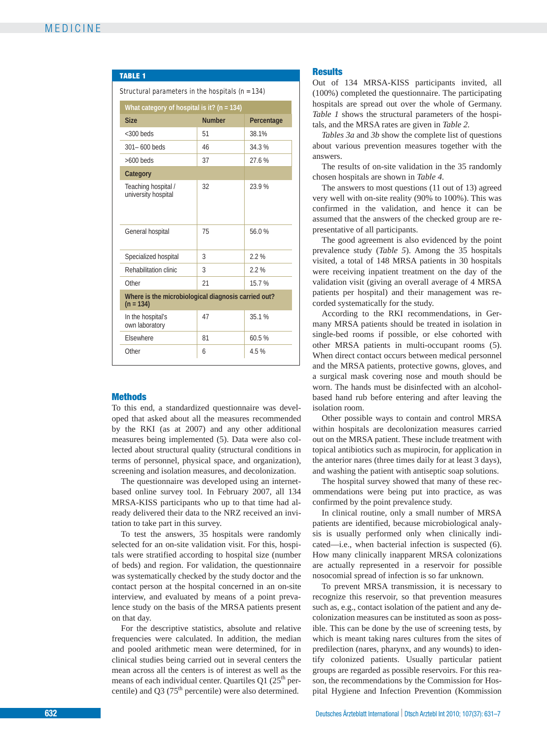**TABLE 1**

Structural parameters in the hospitals (n = 134)

| What category of hospital is it? (n = 134) | | |
|---|---|---|
| **Size** | **Number** | **Percentage** |
| <300 beds | 51 | 38.1% |
| 301– 600 beds | 46 | 34.3 % |
| >600 beds | 37 | 27.6 % |
| **Category** | | |
| Teaching hospital / university hospital | 32 | 23.9 % |
| General hospital | 75 | 56.0 % |
| Specialized hospital | 3 | 2.2 % |
| Rehabilitation clinic | 3 | 2.2 % |
| Other | 21 | 15.7 % |
| **Where is the microbiological diagnosis carried out? (n = 134)** | | |
| In the hospital's own laboratory | 47 | 35.1 % |
| Elsewhere | 81 | 60.5 % |
| Other | 6 | 4.5 % |

## Methods

To this end, a standardized questionnaire was developed that asked about all the measures recommended by the RKI (as at 2007) and any other additional measures being implemented (5). Data were also collected about structural quality (structural conditions in terms of personnel, physical space, and organization), screening and isolation measures, and decolonization.

The questionnaire was developed using an internet-based online survey tool. In February 2007, all 134 MRSA-KISS participants who up to that time had already delivered their data to the NRZ received an invitation to take part in this survey.

To test the answers, 35 hospitals were randomly selected for an on-site validation visit. For this, hospitals were stratified according to hospital size (number of beds) and region. For validation, the questionnaire was systematically checked by the study doctor and the contact person at the hospital concerned in an on-site interview, and evaluated by means of a point prevalence study on the basis of the MRSA patients present on that day.

For the descriptive statistics, absolute and relative frequencies were calculated. In addition, the median and pooled arithmetic mean were determined, for in clinical studies being carried out in several centers the mean across all the centers is of interest as well as the means of each individual center. Quartiles Q1 ($25^{th}$ percentile) and Q3 ($75^{th}$ percentile) were also determined.

## Results

Out of 134 MRSA-KISS participants invited, all (100%) completed the questionnaire. The participating hospitals are spread out over the whole of Germany. *Table 1* shows the structural parameters of the hospitals, and the MRSA rates are given in *Table 2*.

*Tables 3a* and *3b* show the complete list of questions about various prevention measures together with the answers.

The results of on-site validation in the 35 randomly chosen hospitals are shown in *Table 4*.

The answers to most questions (11 out of 13) agreed very well with on-site reality (90% to 100%). This was confirmed in the validation, and hence it can be assumed that the answers of the checked group are representative of all participants.

The good agreement is also evidenced by the point prevalence study (*Table 5*). Among the 35 hospitals visited, a total of 148 MRSA patients in 30 hospitals were receiving inpatient treatment on the day of the validation visit (giving an overall average of 4 MRSA patients per hospital) and their management was recorded systematically for the study.

According to the RKI recommendations, in Germany MRSA patients should be treated in isolation in single-bed rooms if possible, or else cohorted with other MRSA patients in multi-occupant rooms (5). When direct contact occurs between medical personnel and the MRSA patients, protective gowns, gloves, and a surgical mask covering nose and mouth should be worn. The hands must be disinfected with an alcohol-based hand rub before entering and after leaving the isolation room.

Other possible ways to contain and control MRSA within hospitals are decolonization measures carried out on the MRSA patient. These include treatment with topical antibiotics such as mupirocin, for application in the anterior nares (three times daily for at least 3 days), and washing the patient with antiseptic soap solutions.

The hospital survey showed that many of these recommendations were being put into practice, as was confirmed by the point prevalence study.

In clinical routine, only a small number of MRSA patients are identified, because microbiological analysis is usually performed only when clinically indicated—i.e., when bacterial infection is suspected (6). How many clinically inapparent MRSA colonizations are actually represented in a reservoir for possible nosocomial spread of infection is so far unknown.

To prevent MRSA transmission, it is necessary to recognize this reservoir, so that prevention measures such as, e.g., contact isolation of the patient and any decolonization measures can be instituted as soon as possible. This can be done by the use of screening tests, by which is meant taking nares cultures from the sites of predilection (nares, pharynx, and any wounds) to identify colonized patients. Usually particular patient groups are regarded as possible reservoirs. For this reason, the recommendations by the Commission for Hospital Hygiene and Infection Prevention (Kommission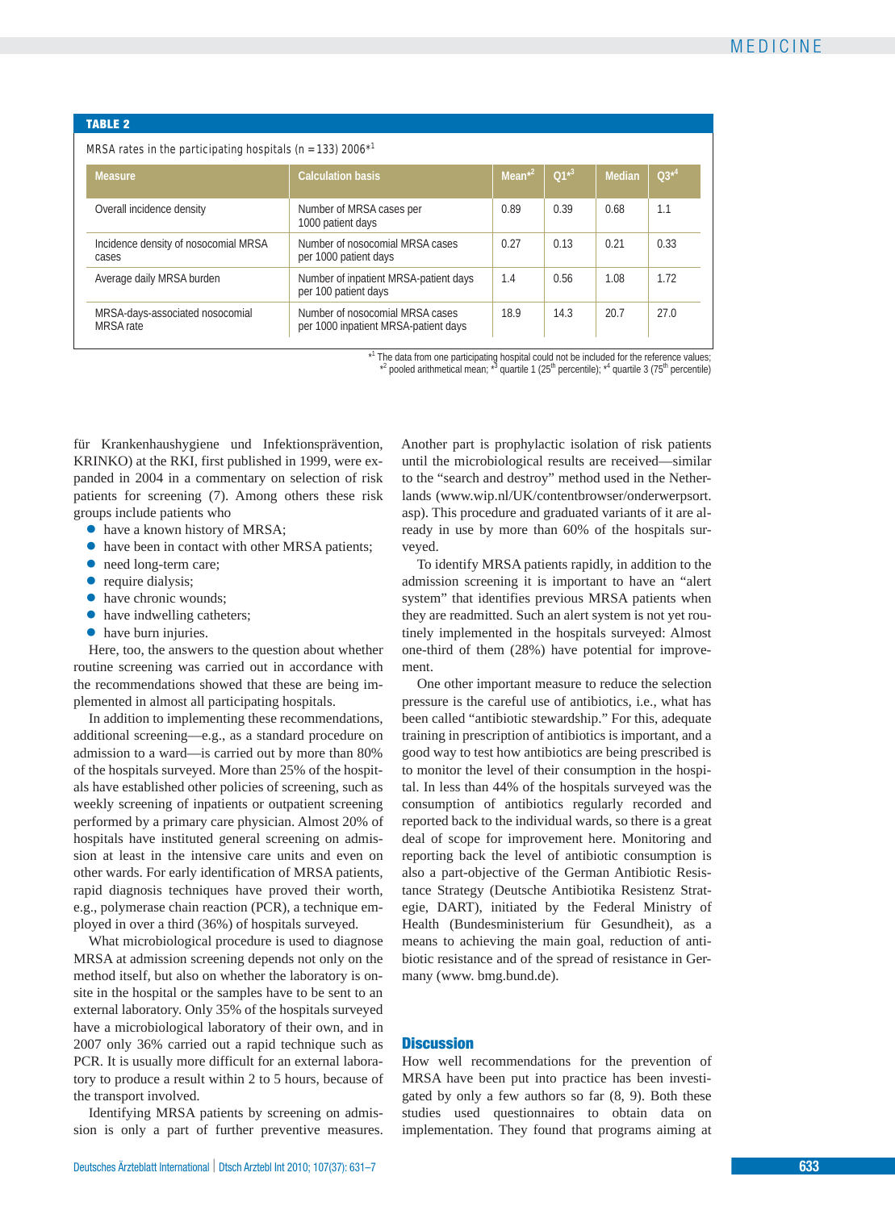**TABLE 2**

MRSA rates in the participating hospitals (n = 133) 2006*[1]

| Measure | Calculation basis | Mean*[2] | Q1*[3] | Median | Q3*[4] |
|---|---|---|---|---|---|
| Overall incidence density | Number of MRSA cases per 1000 patient days | 0.89 | 0.39 | 0.68 | 1.1 |
| Incidence density of nosocomial MRSA cases | Number of nosocomial MRSA cases per 1000 patient days | 0.27 | 0.13 | 0.21 | 0.33 |
| Average daily MRSA burden | Number of inpatient MRSA-patient days per 100 patient days | 1.4 | 0.56 | 1.08 | 1.72 |
| MRSA-days-associated nosocomial MRSA rate | Number of nosocomial MRSA cases per 1000 inpatient MRSA-patient days | 18.9 | 14.3 | 20.7 | 27.0 |

*[1] The data from one participating hospital could not be included for the reference values; *[2] pooled arithmetical mean; *[3] quartile 1 (25th percentile); *[4] quartile 3 (75th percentile)

für Krankenhaushygiene und Infektionsprävention, KRINKO) at the RKI, first published in 1999, were expanded in 2004 in a commentary on selection of risk patients for screening (7). Among others these risk groups include patients who

- have a known history of MRSA;
- have been in contact with other MRSA patients;
- need long-term care;
- require dialysis;
- have chronic wounds;
- have indwelling catheters;
- have burn injuries.

Here, too, the answers to the question about whether routine screening was carried out in accordance with the recommendations showed that these are being implemented in almost all participating hospitals.

In addition to implementing these recommendations, additional screening—e.g., as a standard procedure on admission to a ward—is carried out by more than 80% of the hospitals surveyed. More than 25% of the hospitals have established other policies of screening, such as weekly screening of inpatients or outpatient screening performed by a primary care physician. Almost 20% of hospitals have instituted general screening on admission at least in the intensive care units and even on other wards. For early identification of MRSA patients, rapid diagnosis techniques have proved their worth, e.g., polymerase chain reaction (PCR), a technique employed in over a third (36%) of hospitals surveyed.

What microbiological procedure is used to diagnose MRSA at admission screening depends not only on the method itself, but also on whether the laboratory is onsite in the hospital or the samples have to be sent to an external laboratory. Only 35% of the hospitals surveyed have a microbiological laboratory of their own, and in 2007 only 36% carried out a rapid technique such as PCR. It is usually more difficult for an external laboratory to produce a result within 2 to 5 hours, because of the transport involved.

Identifying MRSA patients by screening on admission is only a part of further preventive measures. Another part is prophylactic isolation of risk patients until the microbiological results are received—similar to the "search and destroy" method used in the Netherlands (www.wip.nl/UK/contentbrowser/onderwerpsort.asp). This procedure and graduated variants of it are already in use by more than 60% of the hospitals surveyed.

To identify MRSA patients rapidly, in addition to the admission screening it is important to have an "alert system" that identifies previous MRSA patients when they are readmitted. Such an alert system is not yet routinely implemented in the hospitals surveyed: Almost one-third of them (28%) have potential for improvement.

One other important measure to reduce the selection pressure is the careful use of antibiotics, i.e., what has been called "antibiotic stewardship." For this, adequate training in prescription of antibiotics is important, and a good way to test how antibiotics are being prescribed is to monitor the level of their consumption in the hospital. In less than 44% of the hospitals surveyed was the consumption of antibiotics regularly recorded and reported back to the individual wards, so there is a great deal of scope for improvement here. Monitoring and reporting back the level of antibiotic consumption is also a part-objective of the German Antibiotic Resistance Strategy (Deutsche Antibiotika Resistenz Strategie, DART), initiated by the Federal Ministry of Health (Bundesministerium für Gesundheit), as a means to achieving the main goal, reduction of antibiotic resistance and of the spread of resistance in Germany (www. bmg.bund.de).

## Discussion

How well recommendations for the prevention of MRSA have been put into practice has been investigated by only a few authors so far (8, 9). Both these studies used questionnaires to obtain data on implementation. They found that programs aiming at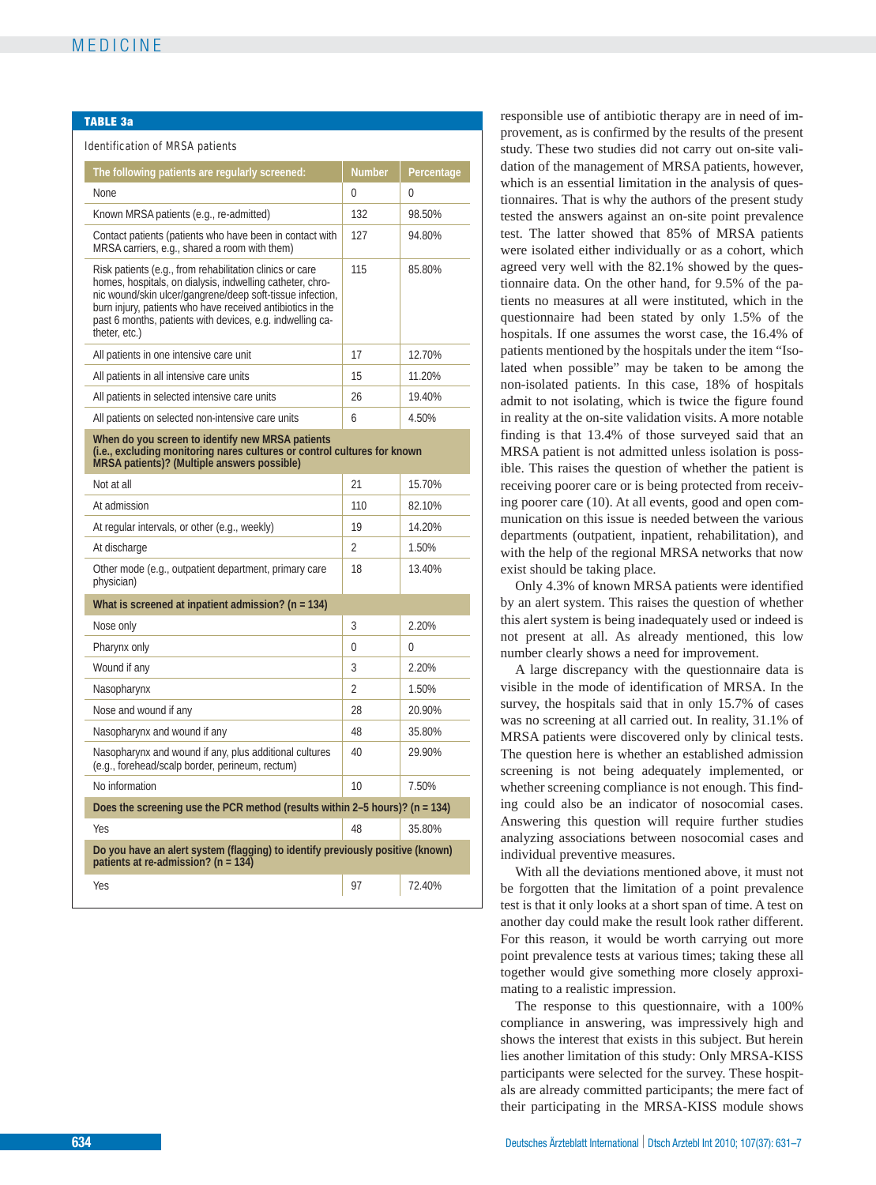**TABLE 3a**

Identification of MRSA patients

| The following patients are regularly screened: | Number | Percentage |
|---|---|---|
| None | 0 | 0 |
| Known MRSA patients (e.g., re-admitted) | 132 | 98.50% |
| Contact patients (patients who have been in contact with MRSA carriers, e.g., shared a room with them) | 127 | 94.80% |
| Risk patients (e.g., from rehabilitation clinics or care homes, hospitals, on dialysis, indwelling catheter, chronic wound/skin ulcer/gangrene/deep soft-tissue infection, burn injury, patients who have received antibiotics in the past 6 months, patients with devices, e.g. indwelling catheter, etc.) | 115 | 85.80% |
| All patients in one intensive care unit | 17 | 12.70% |
| All patients in all intensive care units | 15 | 11.20% |
| All patients in selected intensive care units | 26 | 19.40% |
| All patients on selected non-intensive care units | 6 | 4.50% |
| **When do you screen to identify new MRSA patients (i.e., excluding monitoring nares cultures or control cultures for known MRSA patients)? (Multiple answers possible)** | | |
| Not at all | 21 | 15.70% |
| At admission | 110 | 82.10% |
| At regular intervals, or other (e.g., weekly) | 19 | 14.20% |
| At discharge | 2 | 1.50% |
| Other mode (e.g., outpatient department, primary care physician) | 18 | 13.40% |
| **What is screened at inpatient admission? (n = 134)** | | |
| Nose only | 3 | 2.20% |
| Pharynx only | 0 | 0 |
| Wound if any | 3 | 2.20% |
| Nasopharynx | 2 | 1.50% |
| Nose and wound if any | 28 | 20.90% |
| Nasopharynx and wound if any | 48 | 35.80% |
| Nasopharynx and wound if any, plus additional cultures (e.g., forehead/scalp border, perineum, rectum) | 40 | 29.90% |
| No information | 10 | 7.50% |
| **Does the screening use the PCR method (results within 2–5 hours)? (n = 134)** | | |
| Yes | 48 | 35.80% |
| **Do you have an alert system (flagging) to identify previously positive (known) patients at re-admission? (n = 134)** | | |
| Yes | 97 | 72.40% |

responsible use of antibiotic therapy are in need of improvement, as is confirmed by the results of the present study. These two studies did not carry out on-site validation of the management of MRSA patients, however, which is an essential limitation in the analysis of questionnaires. That is why the authors of the present study tested the answers against an on-site point prevalence test. The latter showed that 85% of MRSA patients were isolated either individually or as a cohort, which agreed very well with the 82.1% showed by the questionnaire data. On the other hand, for 9.5% of the patients no measures at all were instituted, which in the questionnaire had been stated by only 1.5% of the hospitals. If one assumes the worst case, the 16.4% of patients mentioned by the hospitals under the item "Isolated when possible" may be taken to be among the non-isolated patients. In this case, 18% of hospitals admit to not isolating, which is twice the figure found in reality at the on-site validation visits. A more notable finding is that 13.4% of those surveyed said that an MRSA patient is not admitted unless isolation is possible. This raises the question of whether the patient is receiving poorer care or is being protected from receiving poorer care (10). At all events, good and open communication on this issue is needed between the various departments (outpatient, inpatient, rehabilitation), and with the help of the regional MRSA networks that now exist should be taking place.

Only 4.3% of known MRSA patients were identified by an alert system. This raises the question of whether this alert system is being inadequately used or indeed is not present at all. As already mentioned, this low number clearly shows a need for improvement.

A large discrepancy with the questionnaire data is visible in the mode of identification of MRSA. In the survey, the hospitals said that in only 15.7% of cases was no screening at all carried out. In reality, 31.1% of MRSA patients were discovered only by clinical tests. The question here is whether an established admission screening is not being adequately implemented, or whether screening compliance is not enough. This finding could also be an indicator of nosocomial cases. Answering this question will require further studies analyzing associations between nosocomial cases and individual preventive measures.

With all the deviations mentioned above, it must not be forgotten that the limitation of a point prevalence test is that it only looks at a short span of time. A test on another day could make the result look rather different. For this reason, it would be worth carrying out more point prevalence tests at various times; taking these all together would give something more closely approximating to a realistic impression.

The response to this questionnaire, with a 100% compliance in answering, was impressively high and shows the interest that exists in this subject. But herein lies another limitation of this study: Only MRSA-KISS participants were selected for the survey. These hospitals are already committed participants; the mere fact of their participating in the MRSA-KISS module shows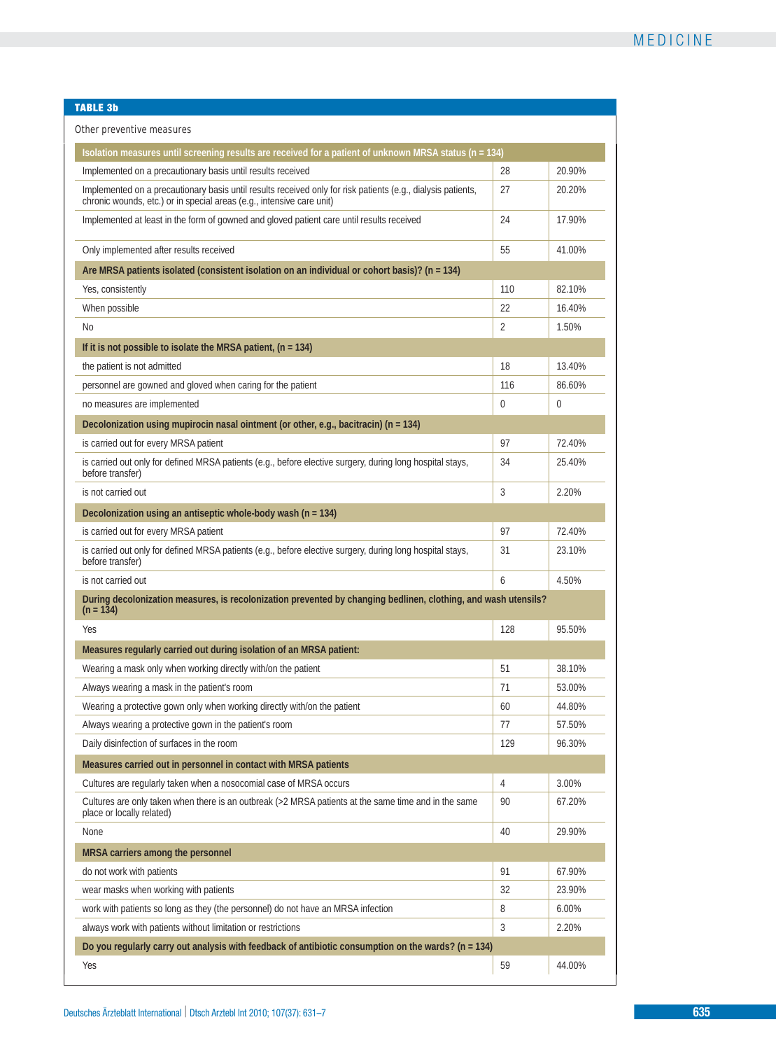**TABLE 3b**

Other preventive measures

| Isolation measures until screening results are received for a patient of unknown MRSA status (n = 134) | | |
|---|---|---|
| Implemented on a precautionary basis until results received | 28 | 20.90% |
| Implemented on a precautionary basis until results received only for risk patients (e.g., dialysis patients, chronic wounds, etc.) or in special areas (e.g., intensive care unit) | 27 | 20.20% |
| Implemented at least in the form of gowned and gloved patient care until results received | 24 | 17.90% |
| Only implemented after results received | 55 | 41.00% |
| **Are MRSA patients isolated (consistent isolation on an individual or cohort basis)? (n = 134)** | | |
| Yes, consistently | 110 | 82.10% |
| When possible | 22 | 16.40% |
| No | 2 | 1.50% |
| **If it is not possible to isolate the MRSA patient, (n = 134)** | | |
| the patient is not admitted | 18 | 13.40% |
| personnel are gowned and gloved when caring for the patient | 116 | 86.60% |
| no measures are implemented | 0 | 0 |
| **Decolonization using mupirocin nasal ointment (or other, e.g., bacitracin) (n = 134)** | | |
| is carried out for every MRSA patient | 97 | 72.40% |
| is carried out only for defined MRSA patients (e.g., before elective surgery, during long hospital stays, before transfer) | 34 | 25.40% |
| is not carried out | 3 | 2.20% |
| **Decolonization using an antiseptic whole-body wash (n = 134)** | | |
| is carried out for every MRSA patient | 97 | 72.40% |
| is carried out only for defined MRSA patients (e.g., before elective surgery, during long hospital stays, before transfer) | 31 | 23.10% |
| is not carried out | 6 | 4.50% |
| **During decolonization measures, is recolonization prevented by changing bedlinen, clothing, and wash utensils? (n = 134)** | | |
| Yes | 128 | 95.50% |
| **Measures regularly carried out during isolation of an MRSA patient:** | | |
| Wearing a mask only when working directly with/on the patient | 51 | 38.10% |
| Always wearing a mask in the patient's room | 71 | 53.00% |
| Wearing a protective gown only when working directly with/on the patient | 60 | 44.80% |
| Always wearing a protective gown in the patient's room | 77 | 57.50% |
| Daily disinfection of surfaces in the room | 129 | 96.30% |
| **Measures carried out in personnel in contact with MRSA patients** | | |
| Cultures are regularly taken when a nosocomial case of MRSA occurs | 4 | 3.00% |
| Cultures are only taken when there is an outbreak (>2 MRSA patients at the same time and in the same place or locally related) | 90 | 67.20% |
| None | 40 | 29.90% |
| **MRSA carriers among the personnel** | | |
| do not work with patients | 91 | 67.90% |
| wear masks when working with patients | 32 | 23.90% |
| work with patients so long as they (the personnel) do not have an MRSA infection | 8 | 6.00% |
| always work with patients without limitation or restrictions | 3 | 2.20% |
| **Do you regularly carry out analysis with feedback of antibiotic consumption on the wards? (n = 134)** | | |
| Yes | 59 | 44.00% |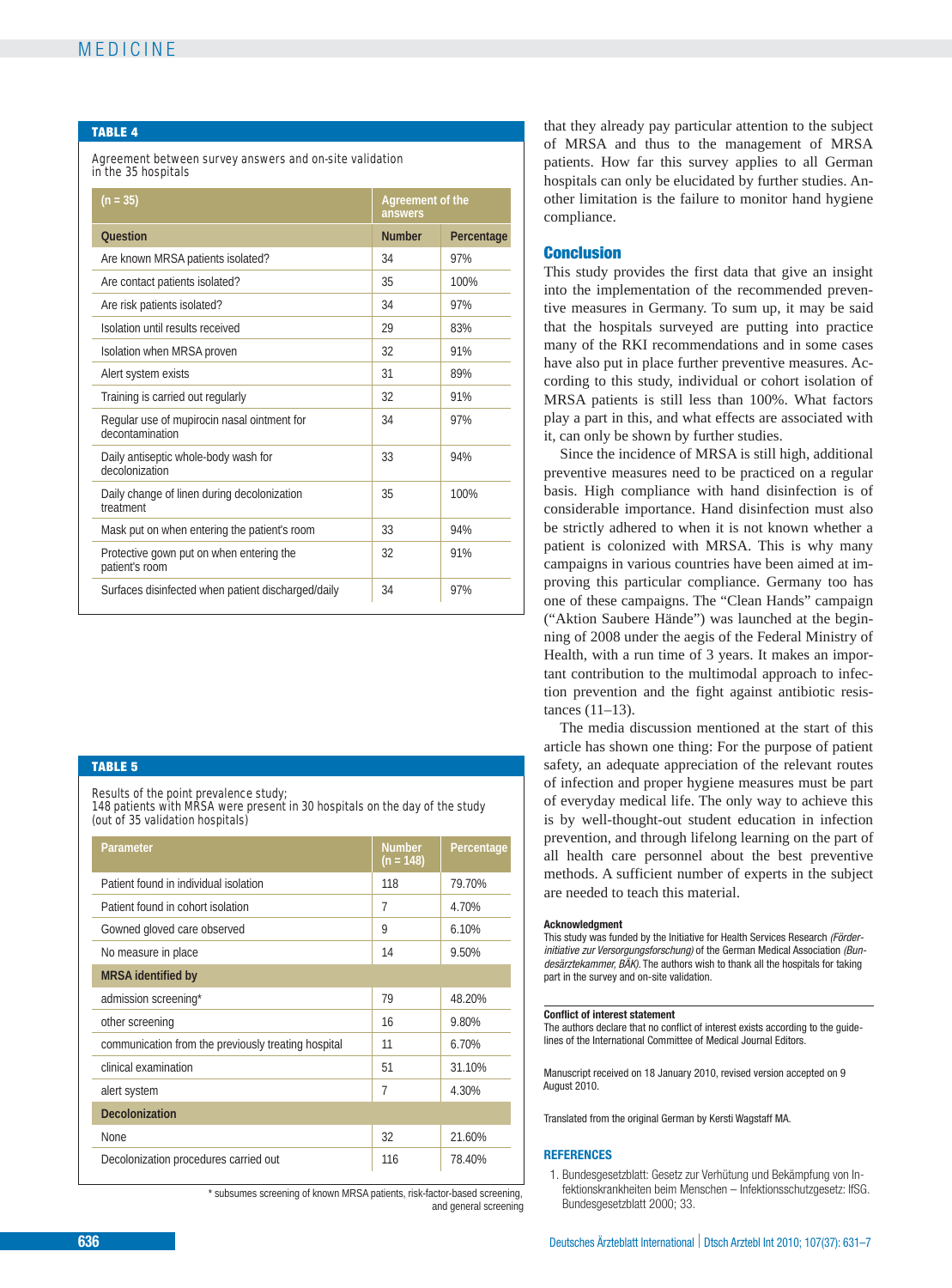**TABLE 4**

Agreement between survey answers and on-site validation in the 35 hospitals

| (n = 35) | Agreement of the answers | |
|---|---|---|
| **Question** | **Number** | **Percentage** |
| Are known MRSA patients isolated? | 34 | 97% |
| Are contact patients isolated? | 35 | 100% |
| Are risk patients isolated? | 34 | 97% |
| Isolation until results received | 29 | 83% |
| Isolation when MRSA proven | 32 | 91% |
| Alert system exists | 31 | 89% |
| Training is carried out regularly | 32 | 91% |
| Regular use of mupirocin nasal ointment for decontamination | 34 | 97% |
| Daily antiseptic whole-body wash for decolonization | 33 | 94% |
| Daily change of linen during decolonization treatment | 35 | 100% |
| Mask put on when entering the patient's room | 33 | 94% |
| Protective gown put on when entering the patient's room | 32 | 91% |
| Surfaces disinfected when patient discharged/daily | 34 | 97% |

**TABLE 5**

Results of the point prevalence study; 148 patients with MRSA were present in 30 hospitals on the day of the study (out of 35 validation hospitals)

| Parameter | Number (n = 148) | Percentage |
|---|---|---|
| Patient found in individual isolation | 118 | 79.70% |
| Patient found in cohort isolation | 7 | 4.70% |
| Gowned gloved care observed | 9 | 6.10% |
| No measure in place | 14 | 9.50% |
| **MRSA identified by** | | |
| admission screening* | 79 | 48.20% |
| other screening | 16 | 9.80% |
| communication from the previously treating hospital | 11 | 6.70% |
| clinical examination | 51 | 31.10% |
| alert system | 7 | 4.30% |
| **Decolonization** | | |
| None | 32 | 21.60% |
| Decolonization procedures carried out | 116 | 78.40% |

\* subsumes screening of known MRSA patients, risk-factor-based screening, and general screening

that they already pay particular attention to the subject of MRSA and thus to the management of MRSA patients. How far this survey applies to all German hospitals can only be elucidated by further studies. Another limitation is the failure to monitor hand hygiene compliance.

## Conclusion

This study provides the first data that give an insight into the implementation of the recommended preventive measures in Germany. To sum up, it may be said that the hospitals surveyed are putting into practice many of the RKI recommendations and in some cases have also put in place further preventive measures. According to this study, individual or cohort isolation of MRSA patients is still less than 100%. What factors play a part in this, and what effects are associated with it, can only be shown by further studies.

Since the incidence of MRSA is still high, additional preventive measures need to be practiced on a regular basis. High compliance with hand disinfection is of considerable importance. Hand disinfection must also be strictly adhered to when it is not known whether a patient is colonized with MRSA. This is why many campaigns in various countries have been aimed at improving this particular compliance. Germany too has one of these campaigns. The "Clean Hands" campaign ("Aktion Saubere Hände") was launched at the beginning of 2008 under the aegis of the Federal Ministry of Health, with a run time of 3 years. It makes an important contribution to the multimodal approach to infection prevention and the fight against antibiotic resistances (11–13).

The media discussion mentioned at the start of this article has shown one thing: For the purpose of patient safety, an adequate appreciation of the relevant routes of infection and proper hygiene measures must be part of everyday medical life. The only way to achieve this is by well-thought-out student education in infection prevention, and through lifelong learning on the part of all health care personnel about the best preventive methods. A sufficient number of experts in the subject are needed to teach this material.

**Acknowledgment**

This study was funded by the Initiative for Health Services Research *(Förderinitiative zur Versorgungsforschung)* of the German Medical Association *(Bundesärztekammer, BÄK)*. The authors wish to thank all the hospitals for taking part in the survey and on-site validation.

**Conflict of interest statement**

The authors declare that no conflict of interest exists according to the guidelines of the International Committee of Medical Journal Editors.

Manuscript received on 18 January 2010, revised version accepted on 9 August 2010.

Translated from the original German by Kersti Wagstaff MA.

## REFERENCES

1. Bundesgesetzblatt: Gesetz zur Verhütung und Bekämpfung von Infektionskrankheiten beim Menschen – Infektionsschutzgesetz: IfSG. Bundesgesetzblatt 2000; 33.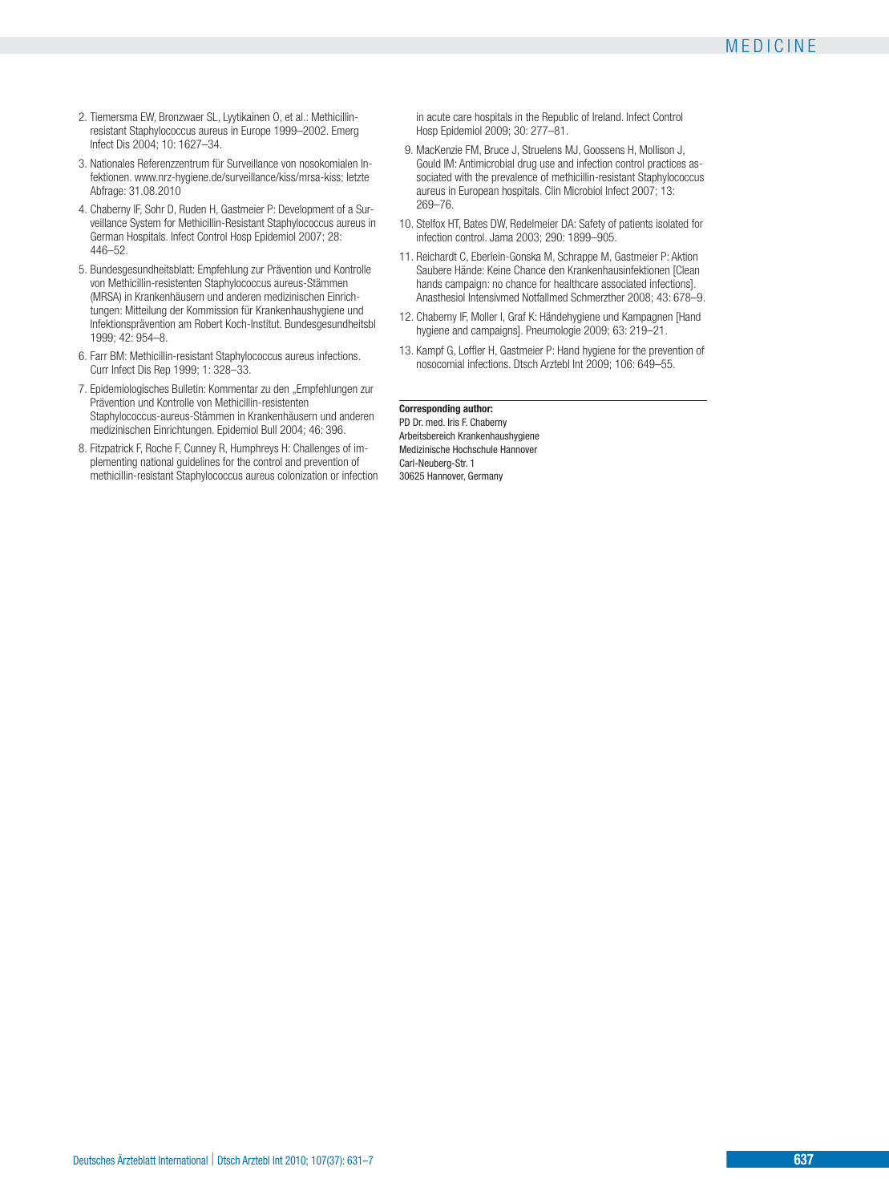2. Tiemersma EW, Bronzwaer SL, Lyytikainen O, et al.: Methicillin-resistant Staphylococcus aureus in Europe 1999–2002. Emerg Infect Dis 2004; 10: 1627–34.
3. Nationales Referenzzentrum für Surveillance von nosokomialen Infektionen. www.nrz-hygiene.de/surveillance/kiss/mrsa-kiss; letzte Abfrage: 31.08.2010
4. Chaberny IF, Sohr D, Ruden H, Gastmeier P: Development of a Surveillance System for Methicillin-Resistant Staphylococcus aureus in German Hospitals. Infect Control Hosp Epidemiol 2007; 28: 446–52.
5. Bundesgesundheitsblatt: Empfehlung zur Prävention und Kontrolle von Methicillin-resistenten Staphylococcus aureus-Stämmen (MRSA) in Krankenhäusern und anderen medizinischen Einrichtungen: Mitteilung der Kommission für Krankenhaushygiene und Infektionsprävention am Robert Koch-Institut. Bundesgesundheitsbl 1999; 42: 954–8.
6. Farr BM: Methicillin-resistant Staphylococcus aureus infections. Curr Infect Dis Rep 1999; 1: 328–33.
7. Epidemiologisches Bulletin: Kommentar zu den „Empfehlungen zur Prävention und Kontrolle von Methicillin-resistenten Staphylococcus-aureus-Stämmen in Krankenhäusern und anderen medizinischen Einrichtungen. Epidemiol Bull 2004; 46: 396.
8. Fitzpatrick F, Roche F, Cunney R, Humphreys H: Challenges of implementing national guidelines for the control and prevention of methicillin-resistant Staphylococcus aureus colonization or infection in acute care hospitals in the Republic of Ireland. Infect Control Hosp Epidemiol 2009; 30: 277–81.
9. MacKenzie FM, Bruce J, Struelens MJ, Goossens H, Mollison J, Gould IM: Antimicrobial drug use and infection control practices associated with the prevalence of methicillin-resistant Staphylococcus aureus in European hospitals. Clin Microbiol Infect 2007; 13: 269–76.
10. Stelfox HT, Bates DW, Redelmeier DA: Safety of patients isolated for infection control. Jama 2003; 290: 1899–905.
11. Reichardt C, Eberlein-Gonska M, Schrappe M, Gastmeier P: Aktion Saubere Hände: Keine Chance den Krankenhausinfektionen [Clean hands campaign: no chance for healthcare associated infections]. Anasthesiol Intensivmed Notfallmed Schmerzther 2008; 43: 678–9.
12. Chaberny IF, Moller I, Graf K: Händehygiene und Kampagnen [Hand hygiene and campaigns]. Pneumologie 2009; 63: 219–21.
13. Kampf G, Loffler H, Gastmeier P: Hand hygiene for the prevention of nosocomial infections. Dtsch Arztebl Int 2009; 106: 649–55.

**Corresponding author:**
PD Dr. med. Iris F. Chaberny
Arbeitsbereich Krankenhaushygiene
Medizinische Hochschule Hannover
Carl-Neuberg-Str. 1
30625 Hannover, Germany